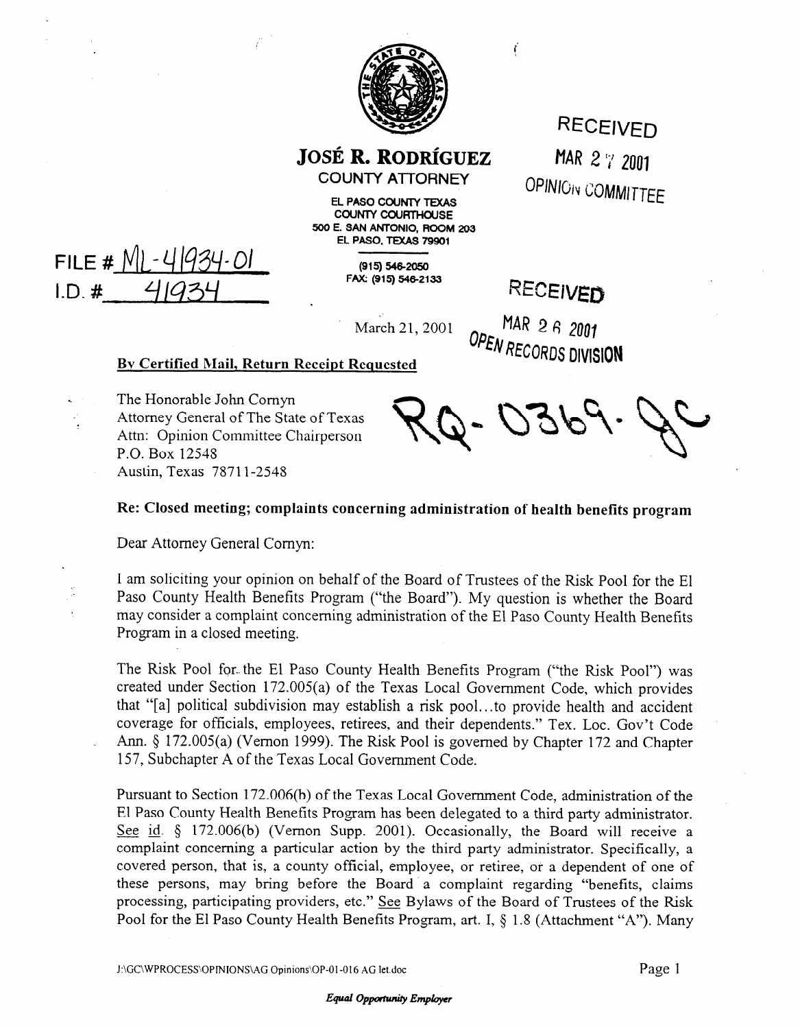# JOSÉ R. RODRÍGUEZ

COUNTY ATTORNEY

EL PASO COUNTY TEXAS
COUNTY COURTHOUSE
500 E. SAN ANTONIO, ROOM 203
EL PASO, TEXAS 79901

(915) 546-2050
FAX: (915) 546-2133

RECEIVED
MAR 27 2001
OPINION COMMITTEE

FILE # ML-41934-01
I.D. # 41934

RECEIVED
MAR 26 2001
OPEN RECORDS DIVISION

March 21, 2001

RQ-0369-JC

**By Certified Mail, Return Receipt Requested**

The Honorable John Cornyn
Attorney General of The State of Texas
Attn: Opinion Committee Chairperson
P.O. Box 12548
Austin, Texas 78711-2548

**Re: Closed meeting; complaints concerning administration of health benefits program**

Dear Attorney General Cornyn:

I am soliciting your opinion on behalf of the Board of Trustees of the Risk Pool for the El Paso County Health Benefits Program ("the Board"). My question is whether the Board may consider a complaint concerning administration of the El Paso County Health Benefits Program in a closed meeting.

The Risk Pool for the El Paso County Health Benefits Program ("the Risk Pool") was created under Section 172.005(a) of the Texas Local Government Code, which provides that "[a] political subdivision may establish a risk pool...to provide health and accident coverage for officials, employees, retirees, and their dependents." Tex. Loc. Gov't Code Ann. § 172.005(a) (Vernon 1999). The Risk Pool is governed by Chapter 172 and Chapter 157, Subchapter A of the Texas Local Government Code.

Pursuant to Section 172.006(b) of the Texas Local Government Code, administration of the El Paso County Health Benefits Program has been delegated to a third party administrator. See id. § 172.006(b) (Vernon Supp. 2001). Occasionally, the Board will receive a complaint concerning a particular action by the third party administrator. Specifically, a covered person, that is, a county official, employee, or retiree, or a dependent of one of these persons, may bring before the Board a complaint regarding "benefits, claims processing, participating providers, etc." See Bylaws of the Board of Trustees of the Risk Pool for the El Paso County Health Benefits Program, art. I, § 1.8 (Attachment "A"). Many

J:\GC\WPROCESS\OPINIONS\AG Opinions\OP-01-016 AG let.doc

*Equal Opportunity Employer*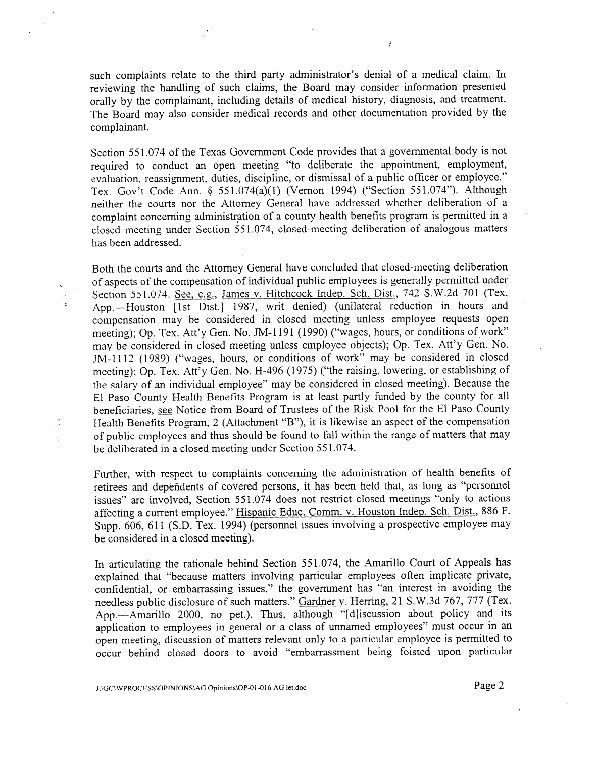such complaints relate to the third party administrator's denial of a medical claim. In reviewing the handling of such claims, the Board may consider information presented orally by the complainant, including details of medical history, diagnosis, and treatment. The Board may also consider medical records and other documentation provided by the complainant.

Section 551.074 of the Texas Government Code provides that a governmental body is not required to conduct an open meeting "to deliberate the appointment, employment, evaluation, reassignment, duties, discipline, or dismissal of a public officer or employee." Tex. Gov't Code Ann. § 551.074(a)(1) (Vernon 1994) ("Section 551.074"). Although neither the courts nor the Attorney General have addressed whether deliberation of a complaint concerning administration of a county health benefits program is permitted in a closed meeting under Section 551.074, closed-meeting deliberation of analogous matters has been addressed.

Both the courts and the Attorney General have concluded that closed-meeting deliberation of aspects of the compensation of individual public employees is generally permitted under Section 551.074. See, e.g., James v. Hitchcock Indep. Sch. Dist., 742 S.W.2d 701 (Tex. App.—Houston [1st Dist.] 1987, writ denied) (unilateral reduction in hours and compensation may be considered in closed meeting unless employee requests open meeting); Op. Tex. Att'y Gen. No. JM-1191 (1990) ("wages, hours, or conditions of work" may be considered in closed meeting unless employee objects); Op. Tex. Att'y Gen. No. JM-1112 (1989) ("wages, hours, or conditions of work" may be considered in closed meeting); Op. Tex. Att'y Gen. No. H-496 (1975) ("the raising, lowering, or establishing of the salary of an individual employee" may be considered in closed meeting). Because the El Paso County Health Benefits Program is at least partly funded by the county for all beneficiaries, see Notice from Board of Trustees of the Risk Pool for the El Paso County Health Benefits Program, 2 (Attachment "B"), it is likewise an aspect of the compensation of public employees and thus should be found to fall within the range of matters that may be deliberated in a closed meeting under Section 551.074.

Further, with respect to complaints concerning the administration of health benefits of retirees and dependents of covered persons, it has been held that, as long as "personnel issues" are involved, Section 551.074 does not restrict closed meetings "only to actions affecting a current employee." Hispanic Educ. Comm. v. Houston Indep. Sch. Dist., 886 F. Supp. 606, 611 (S.D. Tex. 1994) (personnel issues involving a prospective employee may be considered in a closed meeting).

In articulating the rationale behind Section 551.074, the Amarillo Court of Appeals has explained that "because matters involving particular employees often implicate private, confidential, or embarrassing issues," the government has "an interest in avoiding the needless public disclosure of such matters." Gardner v. Herring, 21 S.W.3d 767, 777 (Tex. App.—Amarillo 2000, no pet.). Thus, although "[d]iscussion about policy and its application to employees in general or a class of unnamed employees" must occur in an open meeting, discussion of matters relevant only to a particular employee is permitted to occur behind closed doors to avoid "embarrassment being foisted upon particular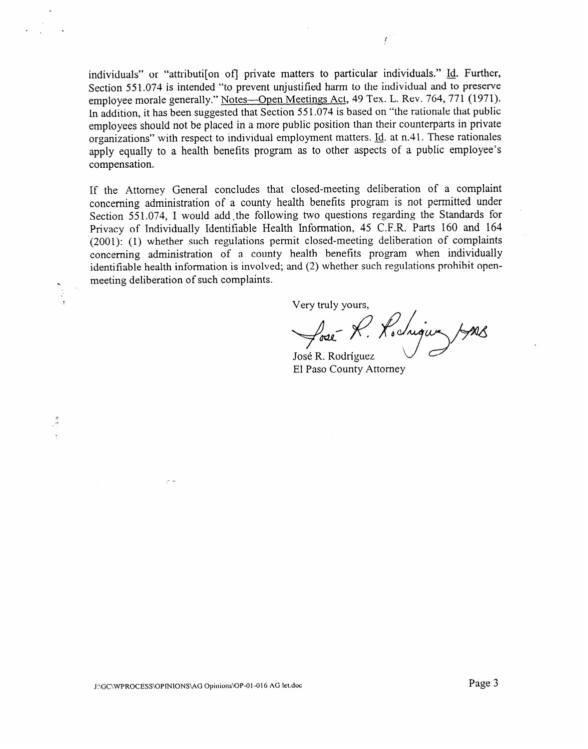individuals" or "attributi[on of] private matters to particular individuals." Id. Further, Section 551.074 is intended "to prevent unjustified harm to the individual and to preserve employee morale generally." Notes—Open Meetings Act, 49 Tex. L. Rev. 764, 771 (1971). In addition, it has been suggested that Section 551.074 is based on "the rationale that public employees should not be placed in a more public position than their counterparts in private organizations" with respect to individual employment matters. Id. at n.41. These rationales apply equally to a health benefits program as to other aspects of a public employee's compensation.

If the Attorney General concludes that closed-meeting deliberation of a complaint concerning administration of a county health benefits program is not permitted under Section 551.074, I would add the following two questions regarding the Standards for Privacy of Individually Identifiable Health Information, 45 C.F.R. Parts 160 and 164 (2001): (1) whether such regulations permit closed-meeting deliberation of complaints concerning administration of a county health benefits program when individually identifiable health information is involved; and (2) whether such regulations prohibit open-meeting deliberation of such complaints.

Very truly yours,

José R. Rodríguez
El Paso County Attorney

J:\GC\WPROCESS\OPINIONS\AG Opinions\OP-01-016 AG let.doc